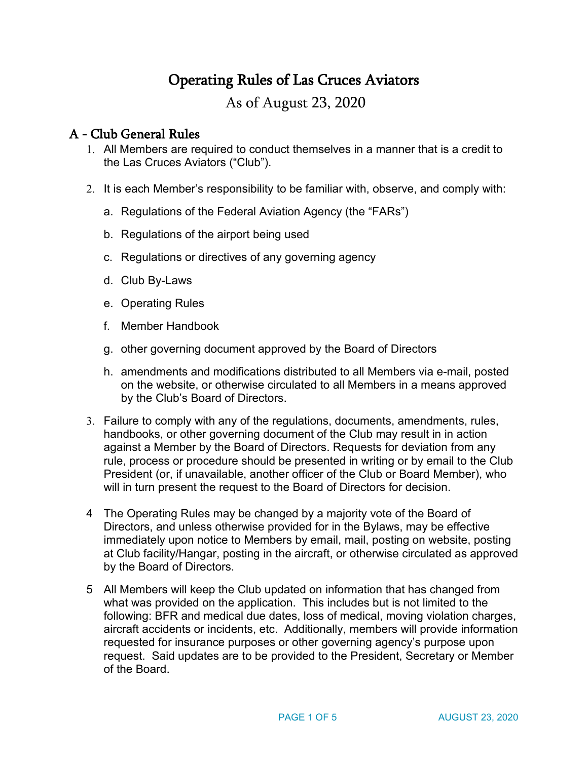# Operating Rules of Las Cruces Aviators

## As of August 23, 2020

## A - Club General Rules

1. All Members are required to conduct themselves in a manner that is a credit to the Las Cruces Aviators ("Club").

2. It is each Member's responsibility to be familiar with, observe, and comply with:

   a. Regulations of the Federal Aviation Agency (the "FARs")

   b. Regulations of the airport being used

   c. Regulations or directives of any governing agency

   d. Club By-Laws

   e. Operating Rules

   f. Member Handbook

   g. other governing document approved by the Board of Directors

   h. amendments and modifications distributed to all Members via e-mail, posted on the website, or otherwise circulated to all Members in a means approved by the Club's Board of Directors.

3. Failure to comply with any of the regulations, documents, amendments, rules, handbooks, or other governing document of the Club may result in in action against a Member by the Board of Directors. Requests for deviation from any rule, process or procedure should be presented in writing or by email to the Club President (or, if unavailable, another officer of the Club or Board Member), who will in turn present the request to the Board of Directors for decision.

4. The Operating Rules may be changed by a majority vote of the Board of Directors, and unless otherwise provided for in the Bylaws, may be effective immediately upon notice to Members by email, mail, posting on website, posting at Club facility/Hangar, posting in the aircraft, or otherwise circulated as approved by the Board of Directors.

5. All Members will keep the Club updated on information that has changed from what was provided on the application. This includes but is not limited to the following: BFR and medical due dates, loss of medical, moving violation charges, aircraft accidents or incidents, etc. Additionally, members will provide information requested for insurance purposes or other governing agency's purpose upon request. Said updates are to be provided to the President, Secretary or Member of the Board.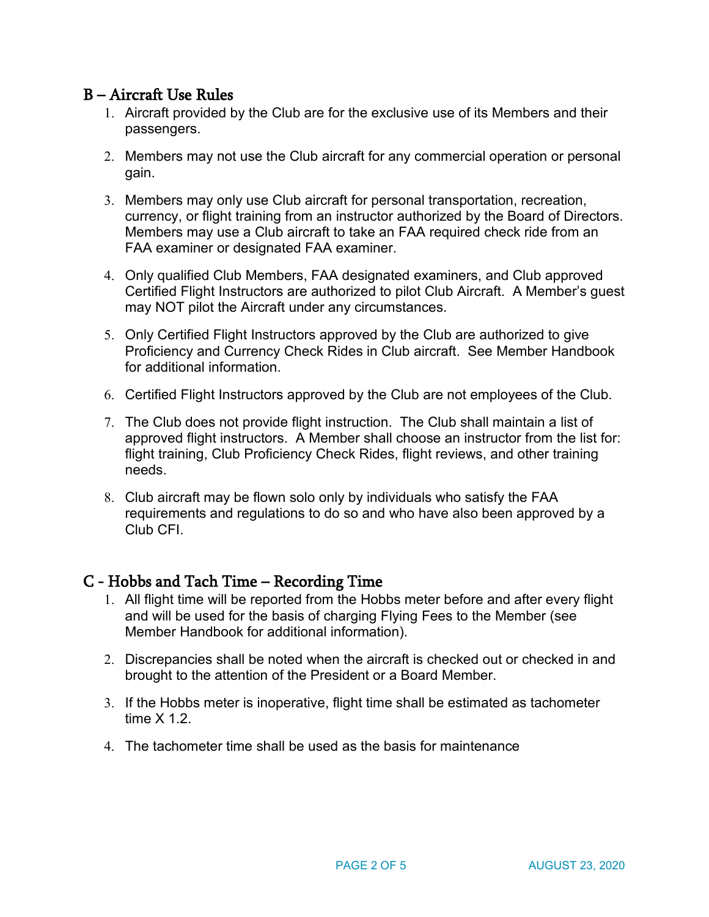## B – Aircraft Use Rules

1. Aircraft provided by the Club are for the exclusive use of its Members and their passengers.
2. Members may not use the Club aircraft for any commercial operation or personal gain.
3. Members may only use Club aircraft for personal transportation, recreation, currency, or flight training from an instructor authorized by the Board of Directors. Members may use a Club aircraft to take an FAA required check ride from an FAA examiner or designated FAA examiner.
4. Only qualified Club Members, FAA designated examiners, and Club approved Certified Flight Instructors are authorized to pilot Club Aircraft. A Member's guest may NOT pilot the Aircraft under any circumstances.
5. Only Certified Flight Instructors approved by the Club are authorized to give Proficiency and Currency Check Rides in Club aircraft. See Member Handbook for additional information.
6. Certified Flight Instructors approved by the Club are not employees of the Club.
7. The Club does not provide flight instruction. The Club shall maintain a list of approved flight instructors. A Member shall choose an instructor from the list for: flight training, Club Proficiency Check Rides, flight reviews, and other training needs.
8. Club aircraft may be flown solo only by individuals who satisfy the FAA requirements and regulations to do so and who have also been approved by a Club CFI.

## C - Hobbs and Tach Time – Recording Time

1. All flight time will be reported from the Hobbs meter before and after every flight and will be used for the basis of charging Flying Fees to the Member (see Member Handbook for additional information).
2. Discrepancies shall be noted when the aircraft is checked out or checked in and brought to the attention of the President or a Board Member.
3. If the Hobbs meter is inoperative, flight time shall be estimated as tachometer time X 1.2.
4. The tachometer time shall be used as the basis for maintenance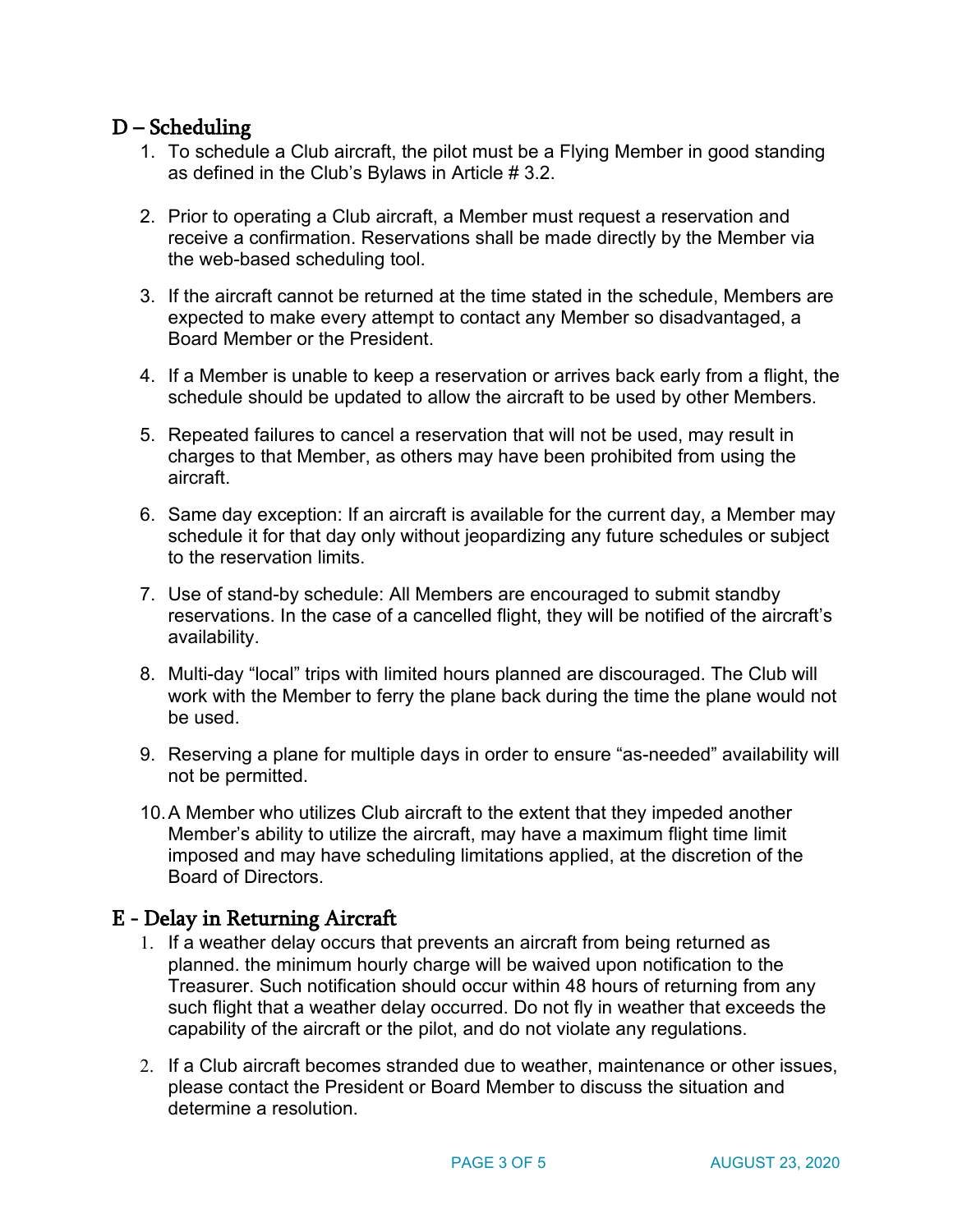## D – Scheduling

1. To schedule a Club aircraft, the pilot must be a Flying Member in good standing as defined in the Club's Bylaws in Article # 3.2.

2. Prior to operating a Club aircraft, a Member must request a reservation and receive a confirmation. Reservations shall be made directly by the Member via the web-based scheduling tool.

3. If the aircraft cannot be returned at the time stated in the schedule, Members are expected to make every attempt to contact any Member so disadvantaged, a Board Member or the President.

4. If a Member is unable to keep a reservation or arrives back early from a flight, the schedule should be updated to allow the aircraft to be used by other Members.

5. Repeated failures to cancel a reservation that will not be used, may result in charges to that Member, as others may have been prohibited from using the aircraft.

6. Same day exception: If an aircraft is available for the current day, a Member may schedule it for that day only without jeopardizing any future schedules or subject to the reservation limits.

7. Use of stand-by schedule: All Members are encouraged to submit standby reservations. In the case of a cancelled flight, they will be notified of the aircraft's availability.

8. Multi-day "local" trips with limited hours planned are discouraged. The Club will work with the Member to ferry the plane back during the time the plane would not be used.

9. Reserving a plane for multiple days in order to ensure "as-needed" availability will not be permitted.

10. A Member who utilizes Club aircraft to the extent that they impeded another Member's ability to utilize the aircraft, may have a maximum flight time limit imposed and may have scheduling limitations applied, at the discretion of the Board of Directors.

## E - Delay in Returning Aircraft

1. If a weather delay occurs that prevents an aircraft from being returned as planned. the minimum hourly charge will be waived upon notification to the Treasurer. Such notification should occur within 48 hours of returning from any such flight that a weather delay occurred. Do not fly in weather that exceeds the capability of the aircraft or the pilot, and do not violate any regulations.

2. If a Club aircraft becomes stranded due to weather, maintenance or other issues, please contact the President or Board Member to discuss the situation and determine a resolution.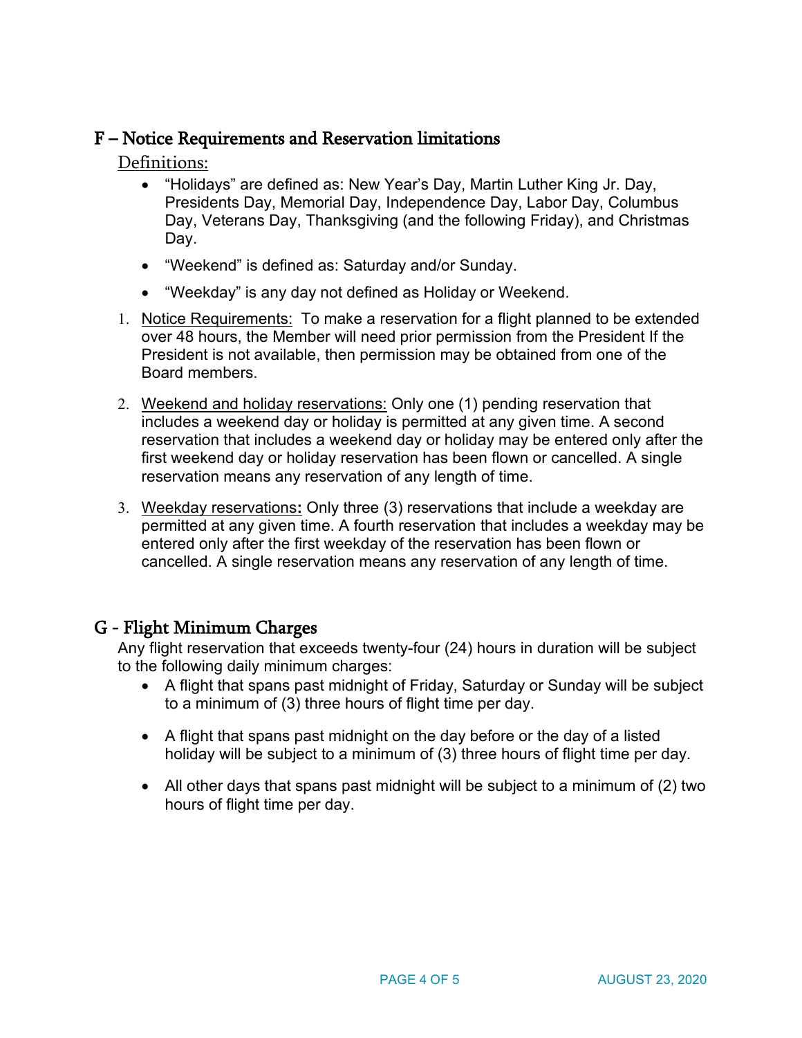## F – Notice Requirements and Reservation limitations

Definitions:

- "Holidays" are defined as: New Year's Day, Martin Luther King Jr. Day, Presidents Day, Memorial Day, Independence Day, Labor Day, Columbus Day, Veterans Day, Thanksgiving (and the following Friday), and Christmas Day.
- "Weekend" is defined as: Saturday and/or Sunday.
- "Weekday" is any day not defined as Holiday or Weekend.

1. Notice Requirements: To make a reservation for a flight planned to be extended over 48 hours, the Member will need prior permission from the President If the President is not available, then permission may be obtained from one of the Board members.
2. Weekend and holiday reservations: Only one (1) pending reservation that includes a weekend day or holiday is permitted at any given time. A second reservation that includes a weekend day or holiday may be entered only after the first weekend day or holiday reservation has been flown or cancelled. A single reservation means any reservation of any length of time.
3. Weekday reservations**:** Only three (3) reservations that include a weekday are permitted at any given time. A fourth reservation that includes a weekday may be entered only after the first weekday of the reservation has been flown or cancelled. A single reservation means any reservation of any length of time.

## G - Flight Minimum Charges

Any flight reservation that exceeds twenty-four (24) hours in duration will be subject to the following daily minimum charges:

- A flight that spans past midnight of Friday, Saturday or Sunday will be subject to a minimum of (3) three hours of flight time per day.
- A flight that spans past midnight on the day before or the day of a listed holiday will be subject to a minimum of (3) three hours of flight time per day.
- All other days that spans past midnight will be subject to a minimum of (2) two hours of flight time per day.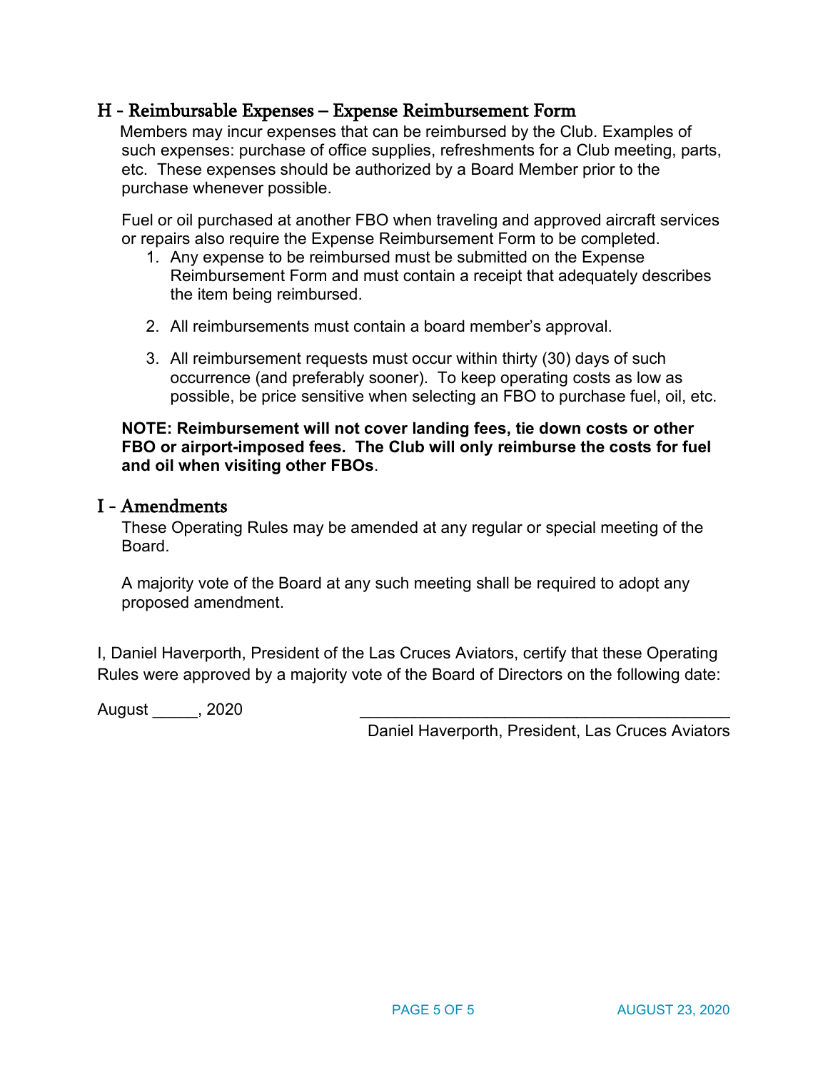## H - Reimbursable Expenses – Expense Reimbursement Form

Members may incur expenses that can be reimbursed by the Club. Examples of such expenses: purchase of office supplies, refreshments for a Club meeting, parts, etc. These expenses should be authorized by a Board Member prior to the purchase whenever possible.

Fuel or oil purchased at another FBO when traveling and approved aircraft services or repairs also require the Expense Reimbursement Form to be completed.

1. Any expense to be reimbursed must be submitted on the Expense Reimbursement Form and must contain a receipt that adequately describes the item being reimbursed.
2. All reimbursements must contain a board member's approval.
3. All reimbursement requests must occur within thirty (30) days of such occurrence (and preferably sooner). To keep operating costs as low as possible, be price sensitive when selecting an FBO to purchase fuel, oil, etc.

**NOTE: Reimbursement will not cover landing fees, tie down costs or other FBO or airport-imposed fees. The Club will only reimburse the costs for fuel and oil when visiting other FBOs**.

## I - Amendments

These Operating Rules may be amended at any regular or special meeting of the Board.

A majority vote of the Board at any such meeting shall be required to adopt any proposed amendment.

I, Daniel Haverporth, President of the Las Cruces Aviators, certify that these Operating Rules were approved by a majority vote of the Board of Directors on the following date:

August _____, 2020

________________________________________
Daniel Haverporth, President, Las Cruces Aviators